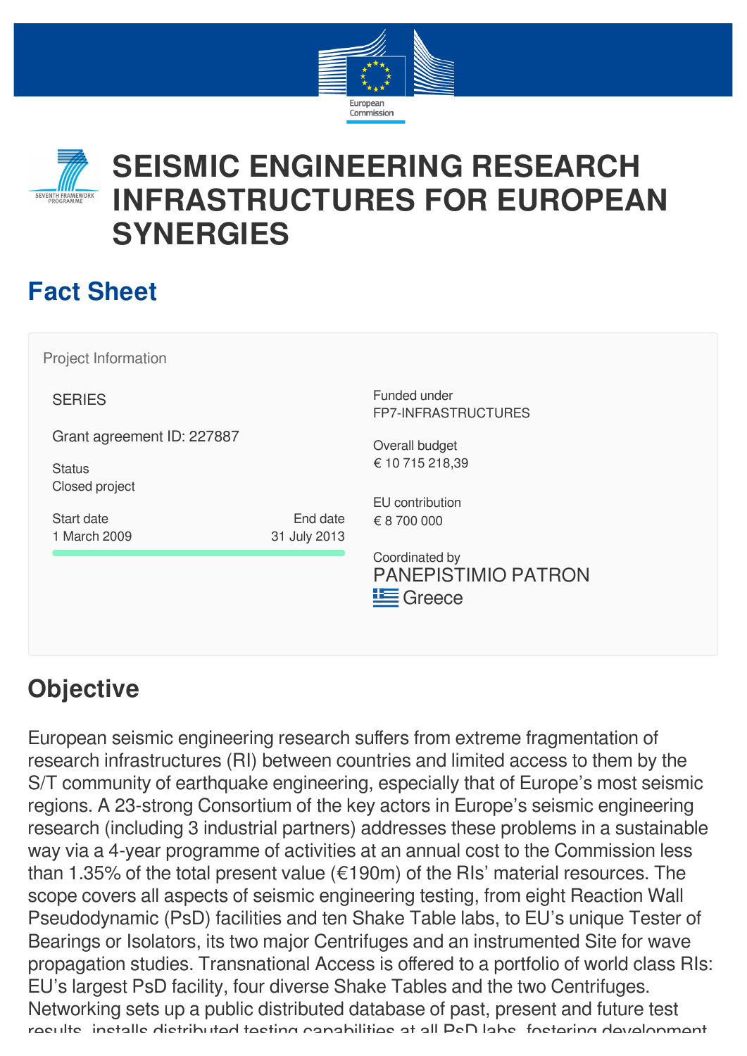# SEISMIC ENGINEERING RESEARCH INFRASTRUCTURES FOR EUROPEAN SYNERGIES

## Fact Sheet

Project Information

SERIES

Grant agreement ID: 227887

Status
Closed project

Start date
1 March 2009

End date
31 July 2013

Funded under
FP7-INFRASTRUCTURES

Overall budget
€ 10 715 218,39

EU contribution
€ 8 700 000

Coordinated by
PANEPISTIMIO PATRON
Greece

## Objective

European seismic engineering research suffers from extreme fragmentation of research infrastructures (RI) between countries and limited access to them by the S/T community of earthquake engineering, especially that of Europe's most seismic regions. A 23-strong Consortium of the key actors in Europe's seismic engineering research (including 3 industrial partners) addresses these problems in a sustainable way via a 4-year programme of activities at an annual cost to the Commission less than 1.35% of the total present value (€190m) of the RIs' material resources. The scope covers all aspects of seismic engineering testing, from eight Reaction Wall Pseudodynamic (PsD) facilities and ten Shake Table labs, to EU's unique Tester of Bearings or Isolators, its two major Centrifuges and an instrumented Site for wave propagation studies. Transnational Access is offered to a portfolio of world class RIs: EU's largest PsD facility, four diverse Shake Tables and the two Centrifuges. Networking sets up a public distributed database of past, present and future test results, installs distributed testing capabilities at all PsD labs, fostering development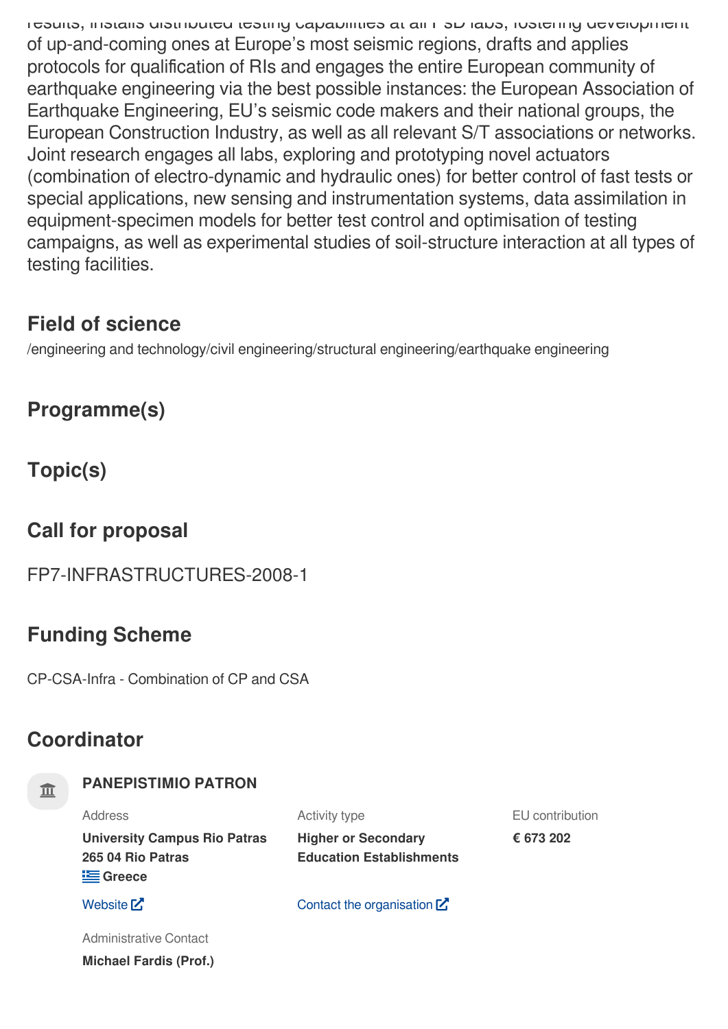results, installs distributed testing capabilities at all PsD labs, fostering development of up-and-coming ones at Europe's most seismic regions, drafts and applies protocols for qualification of RIs and engages the entire European community of earthquake engineering via the best possible instances: the European Association of Earthquake Engineering, EU's seismic code makers and their national groups, the European Construction Industry, as well as all relevant S/T associations or networks. Joint research engages all labs, exploring and prototyping novel actuators (combination of electro-dynamic and hydraulic ones) for better control of fast tests or special applications, new sensing and instrumentation systems, data assimilation in equipment-specimen models for better test control and optimisation of testing campaigns, as well as experimental studies of soil-structure interaction at all types of testing facilities.

## Field of science

/engineering and technology/civil engineering/structural engineering/earthquake engineering

## Programme(s)

## Topic(s)

## Call for proposal

FP7-INFRASTRUCTURES-2008-1

## Funding Scheme

CP-CSA-Infra - Combination of CP and CSA

## Coordinator

**PANEPISTIMIO PATRON**

Address
**University Campus Rio Patras**
**265 04 Rio Patras**
**Greece**

Activity type
**Higher or Secondary Education Establishments**

EU contribution
**€ 673 202**

Website

Contact the organisation

Administrative Contact
**Michael Fardis (Prof.)**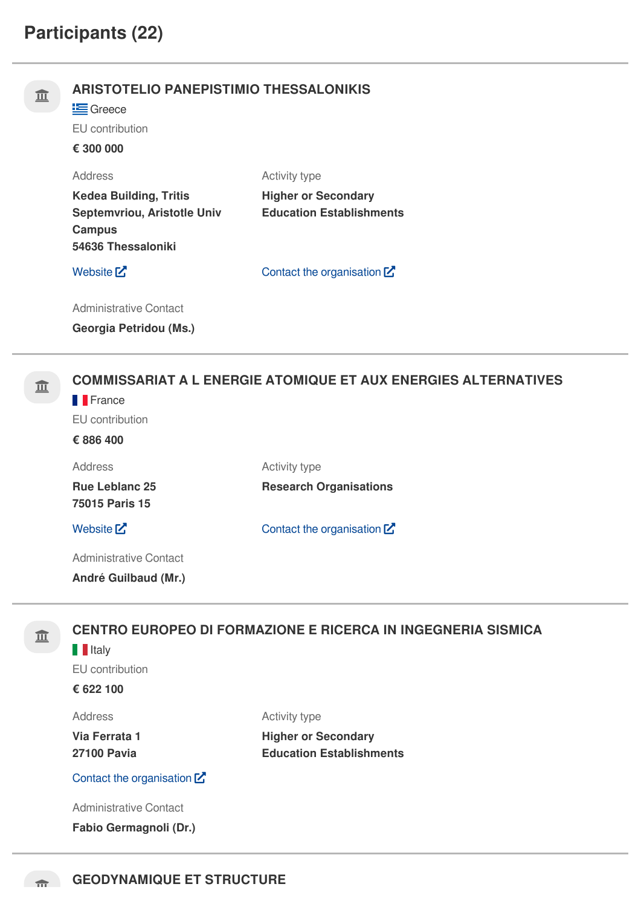## Participants (22)

### ARISTOTELIO PANEPISTIMIO THESSALONIKIS

Greece

EU contribution

**€ 300 000**

Address

**Kedea Building, Tritis Septemvriou, Aristotle Univ Campus**
**54636 Thessaloniki**

Activity type

**Higher or Secondary Education Establishments**

Website

Contact the organisation

Administrative Contact

**Georgia Petridou (Ms.)**

### COMMISSARIAT A L ENERGIE ATOMIQUE ET AUX ENERGIES ALTERNATIVES

France

EU contribution

**€ 886 400**

Address

**Rue Leblanc 25**
**75015 Paris 15**

Activity type

**Research Organisations**

Website

Contact the organisation

Administrative Contact

**André Guilbaud (Mr.)**

### CENTRO EUROPEO DI FORMAZIONE E RICERCA IN INGEGNERIA SISMICA

Italy

EU contribution

**€ 622 100**

Address

**Via Ferrata 1**
**27100 Pavia**

Activity type

**Higher or Secondary Education Establishments**

Contact the organisation

Administrative Contact

**Fabio Germagnoli (Dr.)**

### GEODYNAMIQUE ET STRUCTURE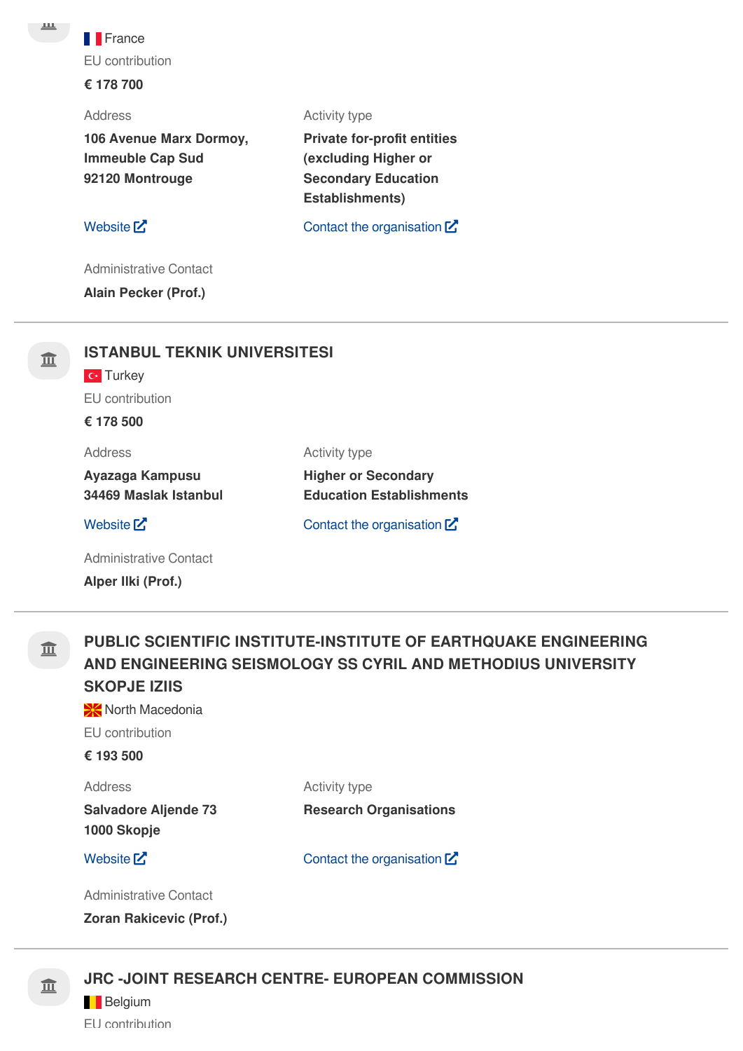France

EU contribution

**€ 178 700**

Address

**106 Avenue Marx Dormoy, Immeuble Cap Sud 92120 Montrouge**

Activity type

**Private for-profit entities (excluding Higher or Secondary Education Establishments)**

Website

Contact the organisation

Administrative Contact

**Alain Pecker (Prof.)**

---

### ISTANBUL TEKNIK UNIVERSITESI

Turkey

EU contribution

**€ 178 500**

Address

**Ayazaga Kampusu 34469 Maslak Istanbul**

Activity type

**Higher or Secondary Education Establishments**

Website

Contact the organisation

Administrative Contact

**Alper Ilki (Prof.)**

---

### PUBLIC SCIENTIFIC INSTITUTE-INSTITUTE OF EARTHQUAKE ENGINEERING AND ENGINEERING SEISMOLOGY SS CYRIL AND METHODIUS UNIVERSITY SKOPJE IZIIS

North Macedonia

EU contribution

**€ 193 500**

Address

**Salvadore Aljende 73 1000 Skopje**

Activity type

**Research Organisations**

Website

Contact the organisation

Administrative Contact

**Zoran Rakicevic (Prof.)**

---

### JRC -JOINT RESEARCH CENTRE- EUROPEAN COMMISSION

Belgium

EU contribution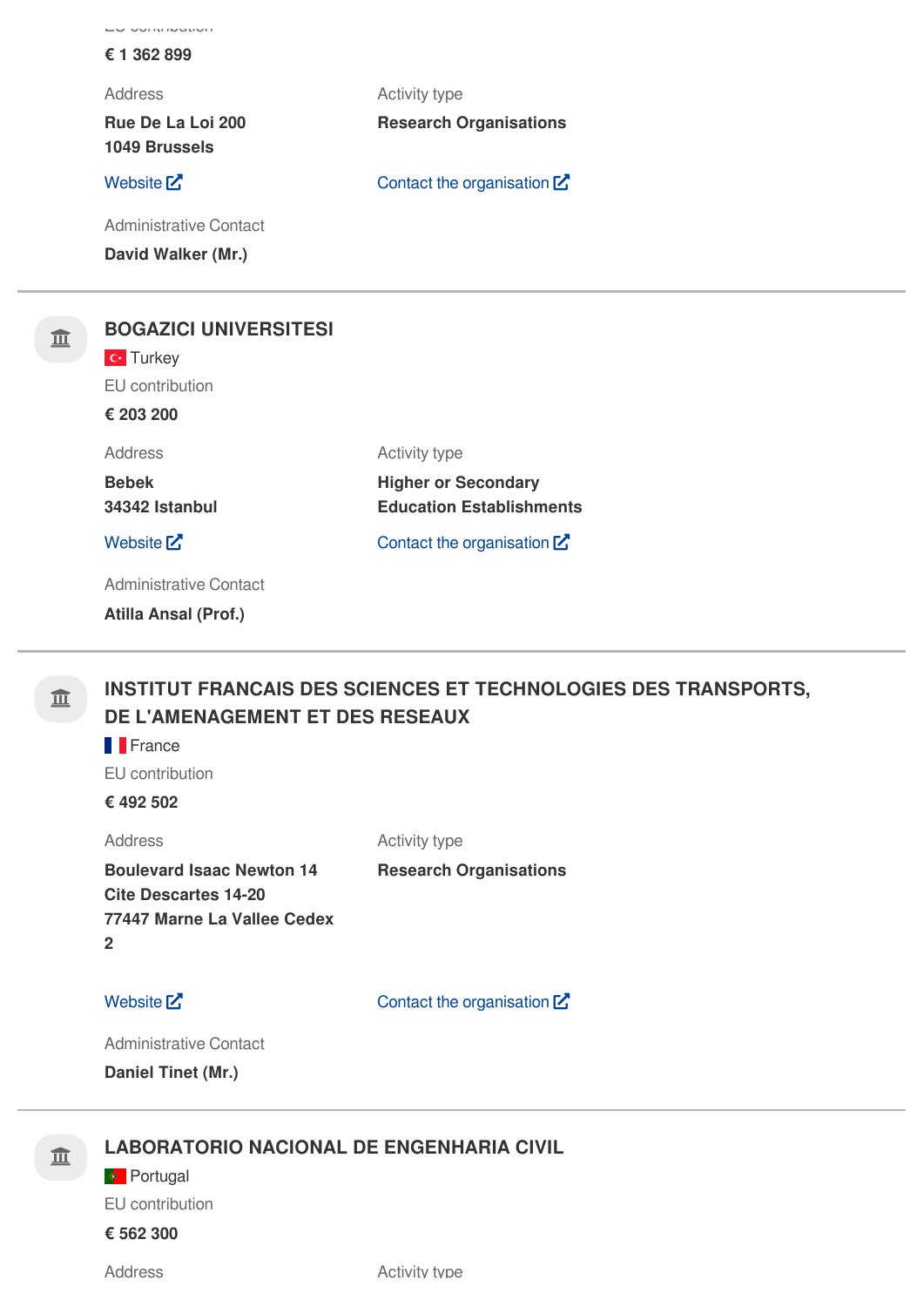EU contribution

€ 1 362 899

Address

Rue De La Loi 200
1049 Brussels

Activity type

Research Organisations

Website

Contact the organisation

Administrative Contact

David Walker (Mr.)

---

### BOGAZICI UNIVERSITESI

Turkey

EU contribution

€ 203 200

Address

Bebek
34342 Istanbul

Activity type

Higher or Secondary Education Establishments

Website

Contact the organisation

Administrative Contact

Atilla Ansal (Prof.)

---

### INSTITUT FRANCAIS DES SCIENCES ET TECHNOLOGIES DES TRANSPORTS, DE L'AMENAGEMENT ET DES RESEAUX

France

EU contribution

€ 492 502

Address

Boulevard Isaac Newton 14
Cite Descartes 14-20
77447 Marne La Vallee Cedex 2

Activity type

Research Organisations

Website

Contact the organisation

Administrative Contact

Daniel Tinet (Mr.)

---

### LABORATORIO NACIONAL DE ENGENHARIA CIVIL

Portugal

EU contribution

€ 562 300

Address

Activity type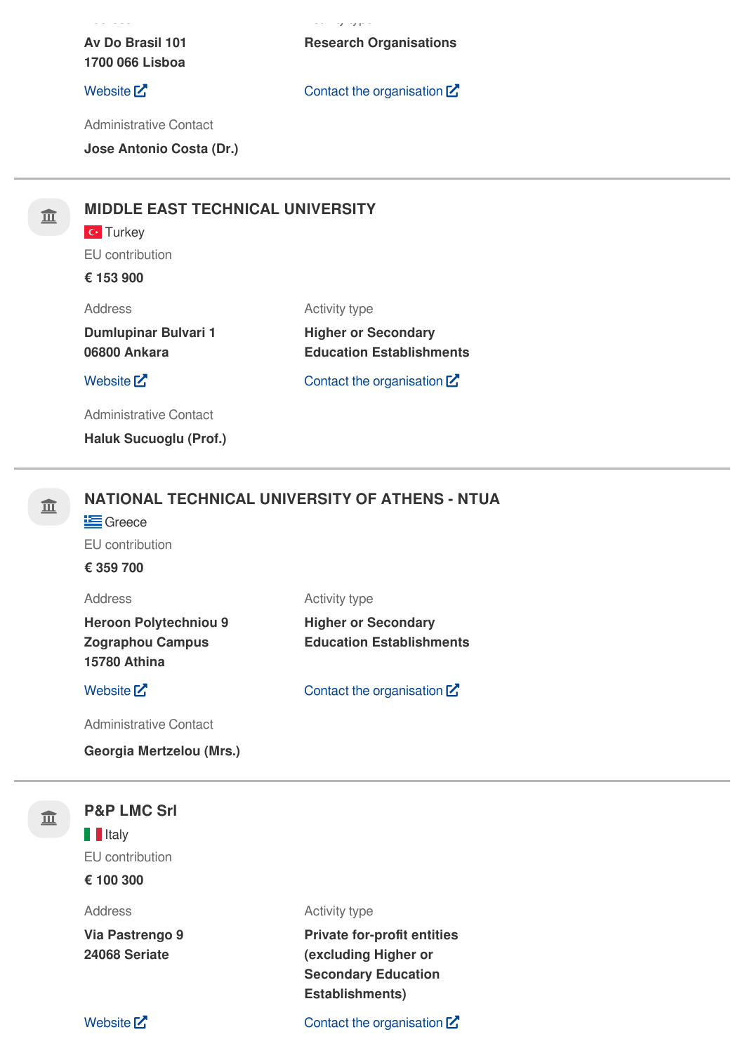Av Do Brasil 101
1700 066 Lisboa

Research Organisations

Website

Contact the organisation

Administrative Contact

**Jose Antonio Costa (Dr.)**

---

## MIDDLE EAST TECHNICAL UNIVERSITY

Turkey

EU contribution

**€ 153 900**

Address

**Dumlupinar Bulvari 1**
**06800 Ankara**

Activity type

**Higher or Secondary Education Establishments**

Website

Contact the organisation

Administrative Contact

**Haluk Sucuoglu (Prof.)**

---

## NATIONAL TECHNICAL UNIVERSITY OF ATHENS - NTUA

Greece

EU contribution

**€ 359 700**

Address

**Heroon Polytechniou 9**
**Zographou Campus**
**15780 Athina**

Activity type

**Higher or Secondary Education Establishments**

Website

Contact the organisation

Administrative Contact

**Georgia Mertzelou (Mrs.)**

---

## P&P LMC Srl

Italy

EU contribution

**€ 100 300**

Address

**Via Pastrengo 9**
**24068 Seriate**

Activity type

**Private for-profit entities (excluding Higher or Secondary Education Establishments)**

Website

Contact the organisation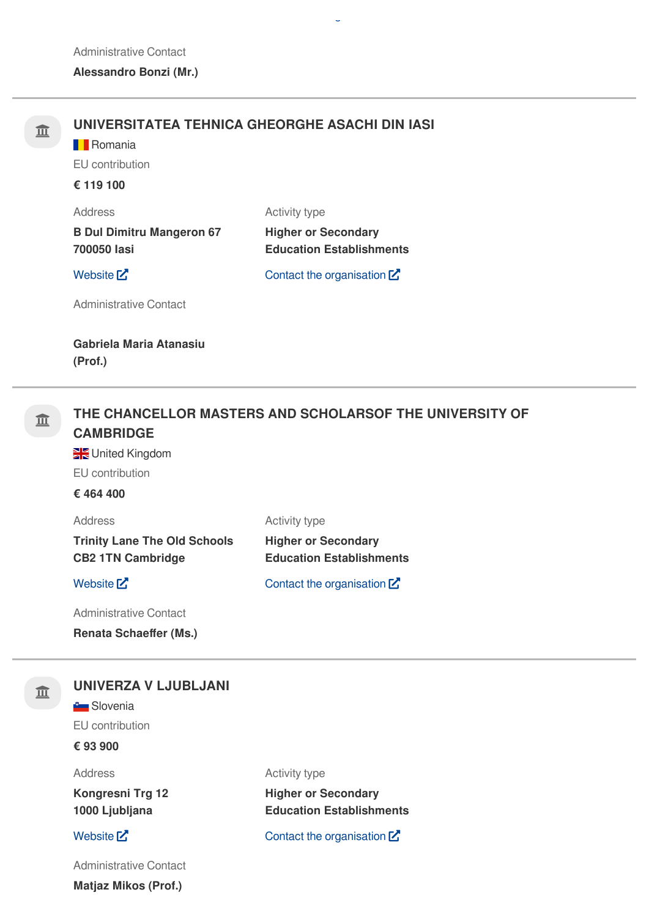Administrative Contact

**Alessandro Bonzi (Mr.)**

---

### UNIVERSITATEA TEHNICA GHEORGHE ASACHI DIN IASI

Romania

EU contribution

**€ 119 100**

Address

**B Dul Dimitru Mangeron 67**
**700050 Iasi**

Website

Activity type

**Higher or Secondary Education Establishments**

Contact the organisation

Administrative Contact

**Gabriela Maria Atanasiu (Prof.)**

---

### THE CHANCELLOR MASTERS AND SCHOLARSOF THE UNIVERSITY OF CAMBRIDGE

United Kingdom

EU contribution

**€ 464 400**

Address

**Trinity Lane The Old Schools**
**CB2 1TN Cambridge**

Website

Activity type

**Higher or Secondary Education Establishments**

Contact the organisation

Administrative Contact

**Renata Schaeffer (Ms.)**

---

### UNIVERZA V LJUBLJANI

Slovenia

EU contribution

**€ 93 900**

Address

**Kongresni Trg 12**
**1000 Ljubljana**

Website

Activity type

**Higher or Secondary Education Establishments**

Contact the organisation

Administrative Contact

**Matjaz Mikos (Prof.)**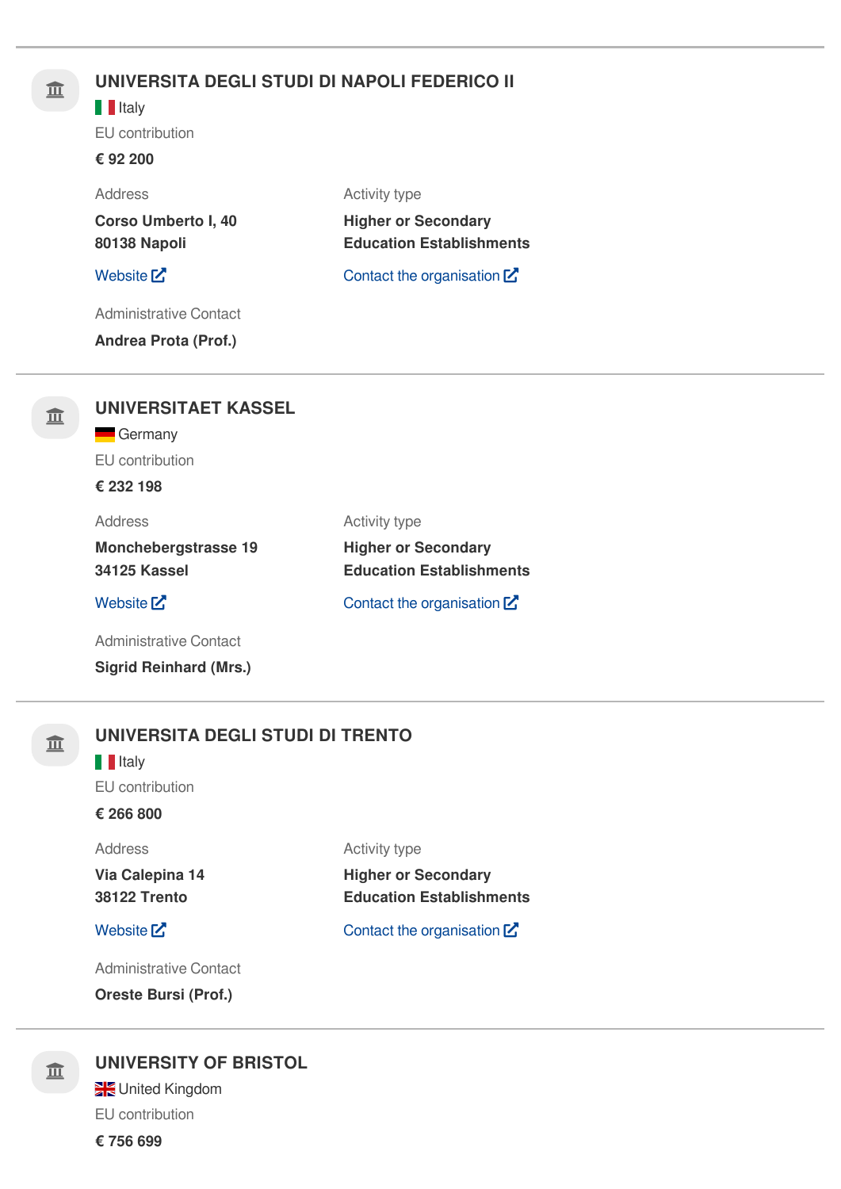### UNIVERSITA DEGLI STUDI DI NAPOLI FEDERICO II

Italy

EU contribution

**€ 92 200**

Address

**Corso Umberto I, 40**
**80138 Napoli**

Website

Activity type

**Higher or Secondary Education Establishments**

Contact the organisation

Administrative Contact

**Andrea Prota (Prof.)**

---

### UNIVERSITAET KASSEL

Germany

EU contribution

**€ 232 198**

Address

**Monchebergstrasse 19**
**34125 Kassel**

Website

Activity type

**Higher or Secondary Education Establishments**

Contact the organisation

Administrative Contact

**Sigrid Reinhard (Mrs.)**

---

### UNIVERSITA DEGLI STUDI DI TRENTO

Italy

EU contribution

**€ 266 800**

Address

**Via Calepina 14**
**38122 Trento**

Website

Activity type

**Higher or Secondary Education Establishments**

Contact the organisation

Administrative Contact

**Oreste Bursi (Prof.)**

---

### UNIVERSITY OF BRISTOL

United Kingdom

EU contribution

**€ 756 699**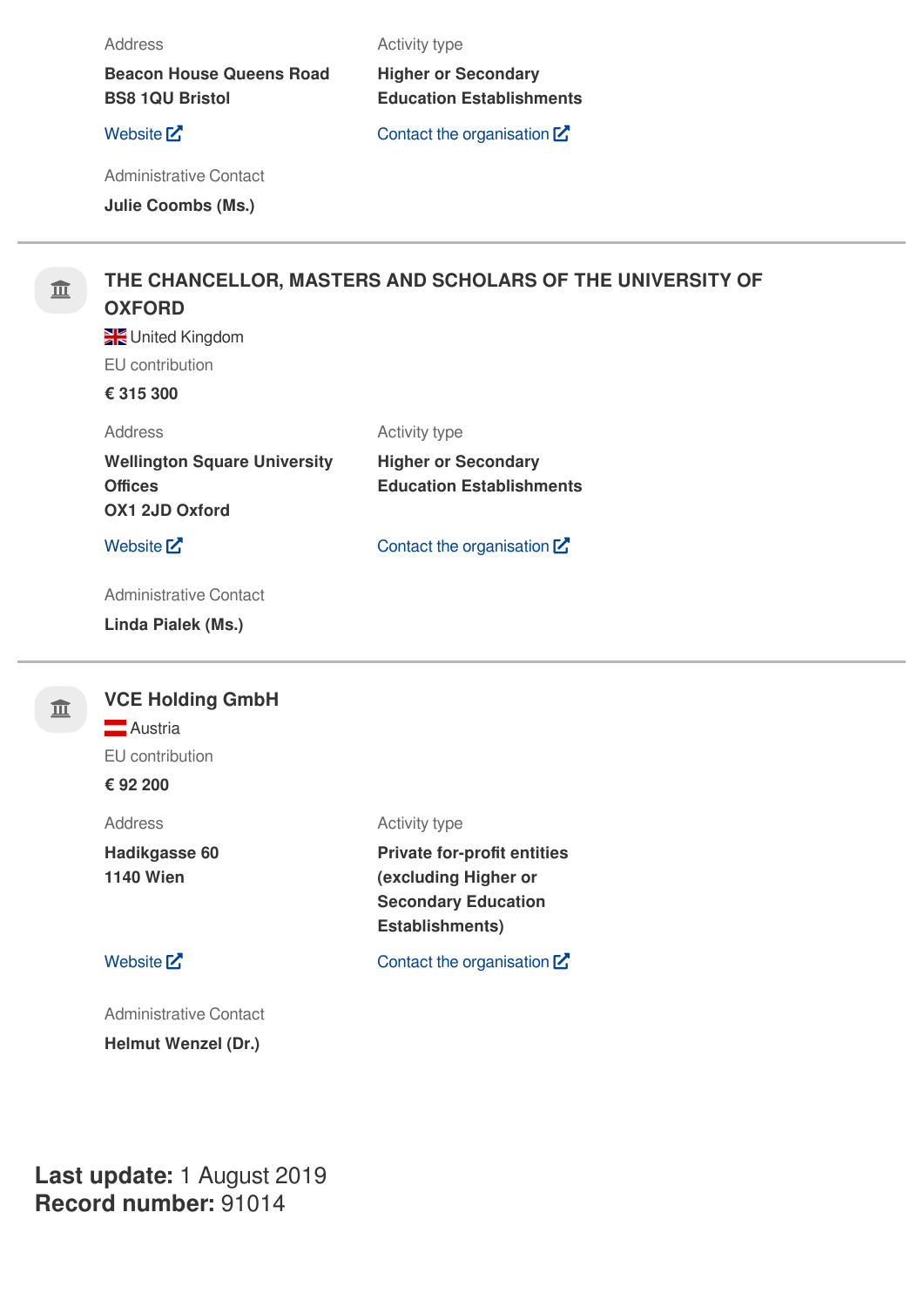Address

**Beacon House Queens Road**
**BS8 1QU Bristol**

Website

Activity type

**Higher or Secondary Education Establishments**

Contact the organisation

Administrative Contact

**Julie Coombs (Ms.)**

---

## THE CHANCELLOR, MASTERS AND SCHOLARS OF THE UNIVERSITY OF OXFORD

United Kingdom

EU contribution

**€ 315 300**

Address

**Wellington Square University Offices**
**OX1 2JD Oxford**

Website

Activity type

**Higher or Secondary Education Establishments**

Contact the organisation

Administrative Contact

**Linda Pialek (Ms.)**

---

## VCE Holding GmbH

Austria

EU contribution

**€ 92 200**

Address

**Hadikgasse 60**
**1140 Wien**

Website

Activity type

**Private for-profit entities (excluding Higher or Secondary Education Establishments)**

Contact the organisation

Administrative Contact

**Helmut Wenzel (Dr.)**

**Last update:** 1 August 2019
**Record number:** 91014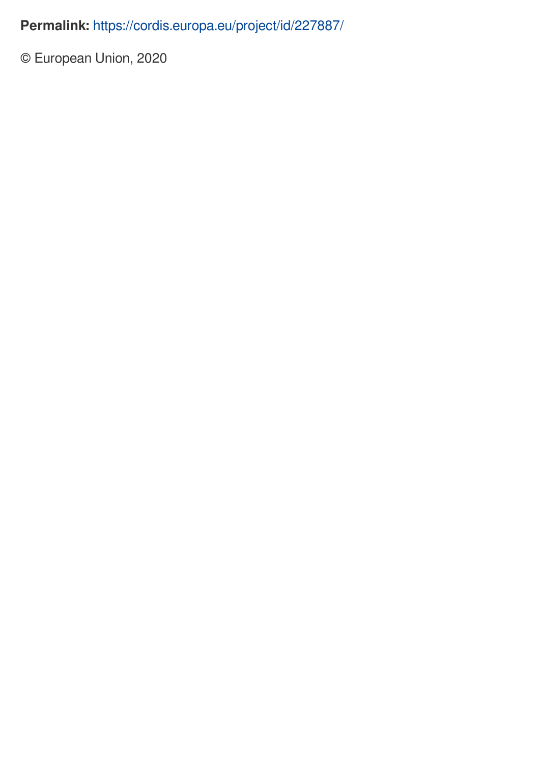**Permalink:** https://cordis.europa.eu/project/id/227887/

© European Union, 2020